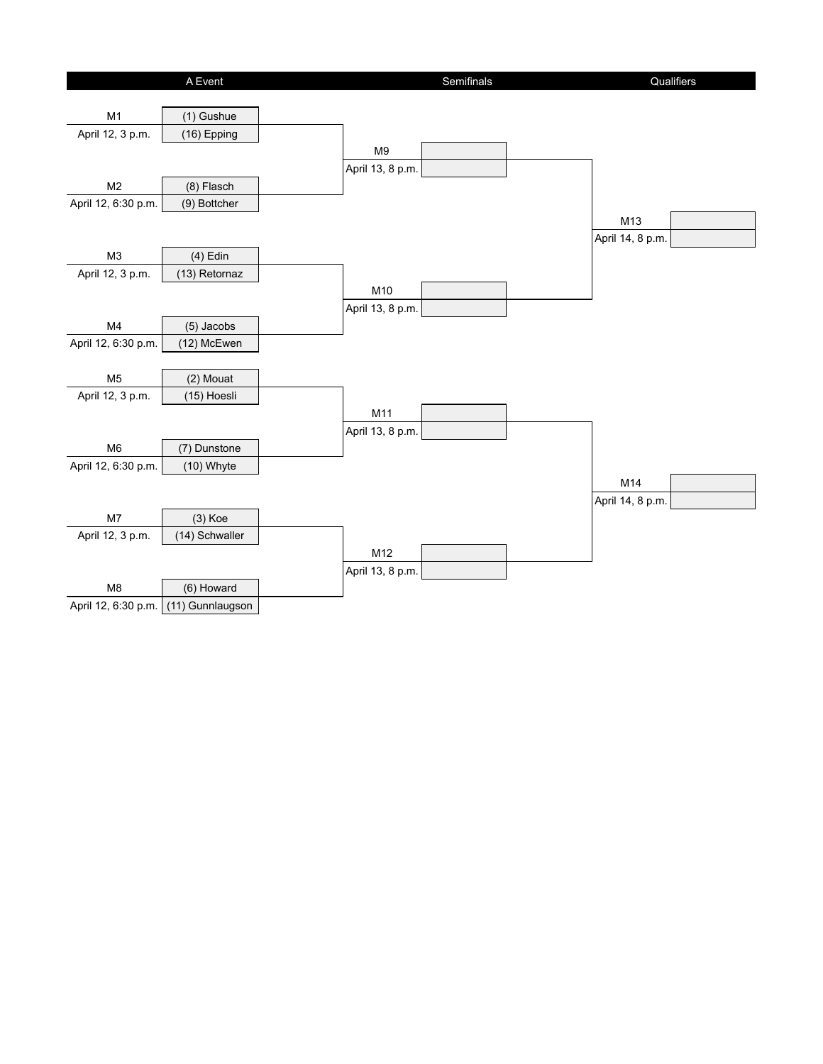| A Event | | | Semifinals | | Qualifiers | |
|---|---|---|---|---|---|---|
| M1 | April 12, 3 p.m. | (1) Gushue | M9 | April 13, 8 p.m. | M13 | April 14, 8 p.m. |
| | | (16) Epping | | | | |
| M2 | April 12, 6:30 p.m. | (8) Flasch | | | | |
| | | (9) Bottcher | | | | |
| M3 | April 12, 3 p.m. | (4) Edin | M10 | April 13, 8 p.m. | | |
| | | (13) Retornaz | | | | |
| M4 | April 12, 6:30 p.m. | (5) Jacobs | | | | |
| | | (12) McEwen | | | | |
| M5 | April 12, 3 p.m. | (2) Mouat | M11 | April 13, 8 p.m. | M14 | April 14, 8 p.m. |
| | | (15) Hoesli | | | | |
| M6 | April 12, 6:30 p.m. | (7) Dunstone | | | | |
| | | (10) Whyte | | | | |
| M7 | April 12, 3 p.m. | (3) Koe | M12 | April 13, 8 p.m. | | |
| | | (14) Schwaller | | | | |
| M8 | April 12, 6:30 p.m. | (6) Howard | | | | |
| | | (11) Gunnlaugson | | | | |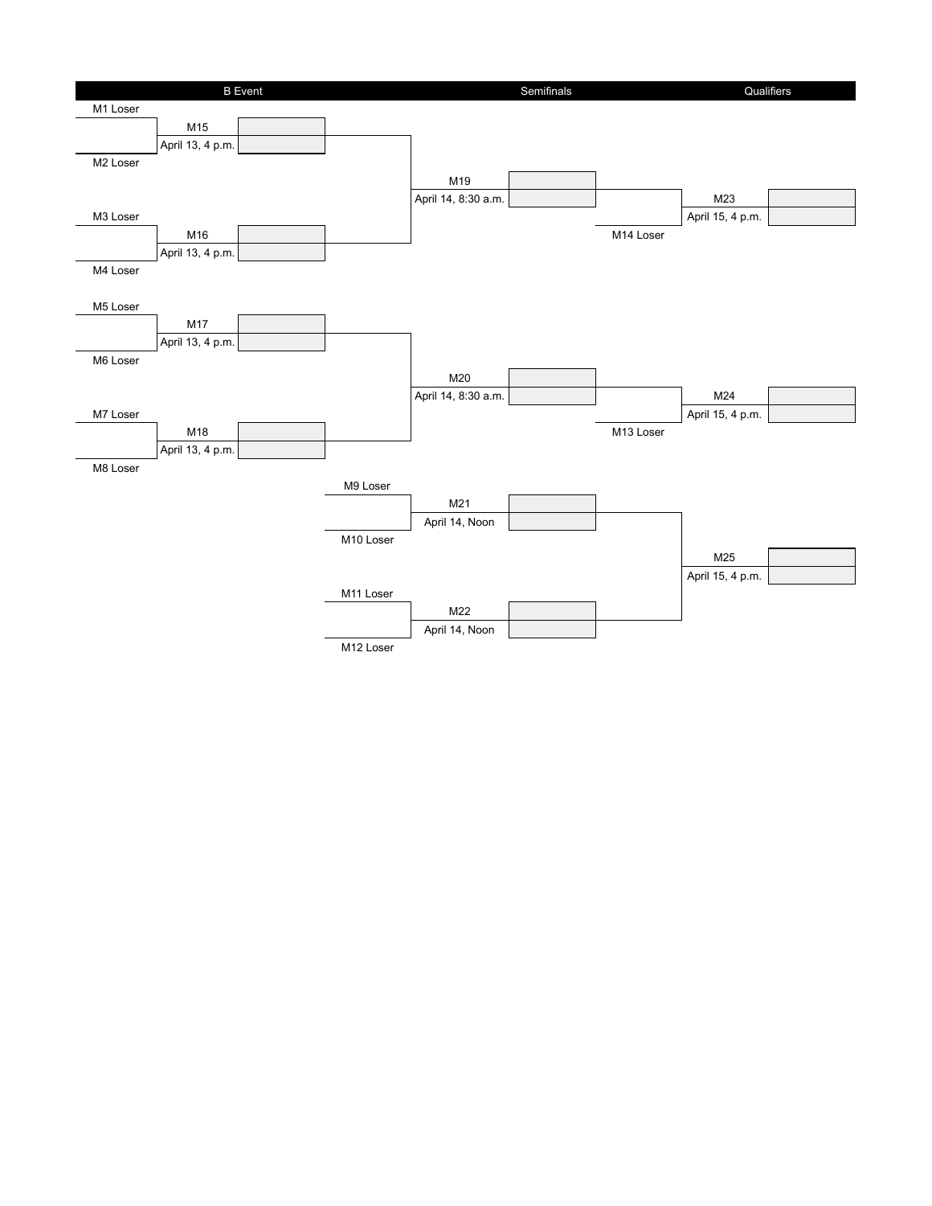| B Event | | Semifinals | | Qualifiers |
|---|---|---|---|---|
| M1 Loser vs. M2 Loser | **M15** – April 13, 4 p.m. | **M19** – April 14, 8:30 a.m. (M15 Winner vs. M16 Winner) | **M23** – April 15, 4 p.m. (M19 Winner vs. M14 Loser) | |
| M3 Loser vs. M4 Loser | **M16** – April 13, 4 p.m. | | | |
| M5 Loser vs. M6 Loser | **M17** – April 13, 4 p.m. | **M20** – April 14, 8:30 a.m. (M17 Winner vs. M18 Winner) | **M24** – April 15, 4 p.m. (M20 Winner vs. M13 Loser) | |
| M7 Loser vs. M8 Loser | **M18** – April 13, 4 p.m. | | | |
| | M9 Loser vs. M10 Loser | **M21** – April 14, Noon | **M25** – April 15, 4 p.m. (M21 Winner vs. M22 Winner) | |
| | M11 Loser vs. M12 Loser | **M22** – April 14, Noon | | |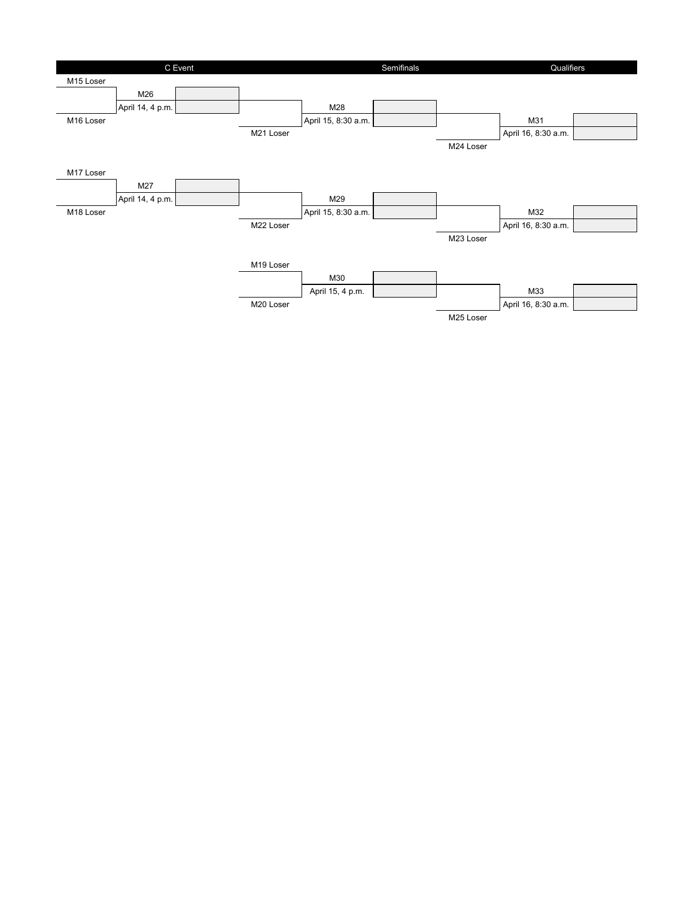| C Event | | Semifinals | Qualifiers |
| --- | --- | --- | --- |

M15 Loser

M26
April 14, 4 p.m.

M16 Loser

M28
April 15, 8:30 a.m.

M21 Loser

M31
April 16, 8:30 a.m.

M24 Loser

M17 Loser

M27
April 14, 4 p.m.

M18 Loser

M29
April 15, 8:30 a.m.

M22 Loser

M32
April 16, 8:30 a.m.

M23 Loser

M19 Loser

M30
April 15, 4 p.m.

M20 Loser

M33
April 16, 8:30 a.m.

M25 Loser